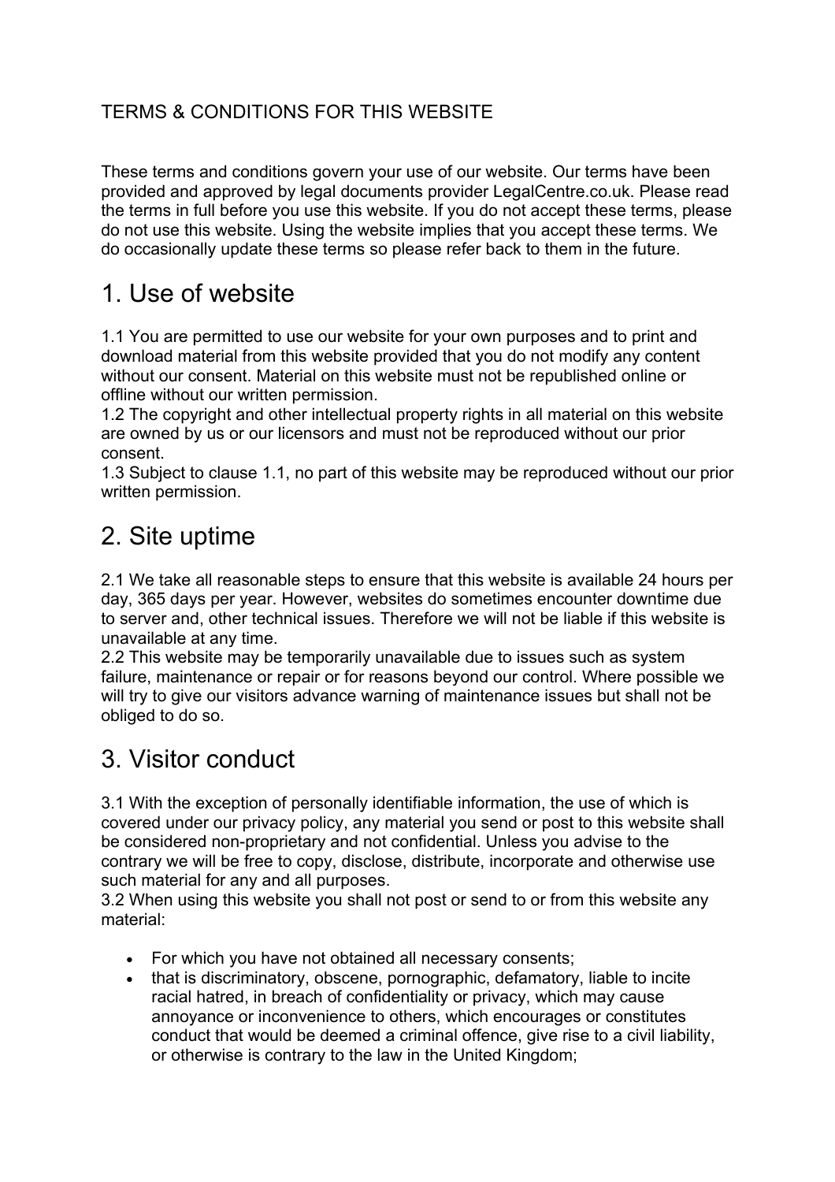TERMS & CONDITIONS FOR THIS WEBSITE

These terms and conditions govern your use of our website. Our terms have been provided and approved by legal documents provider LegalCentre.co.uk. Please read the terms in full before you use this website. If you do not accept these terms, please do not use this website. Using the website implies that you accept these terms. We do occasionally update these terms so please refer back to them in the future.

# 1. Use of website

1.1 You are permitted to use our website for your own purposes and to print and download material from this website provided that you do not modify any content without our consent. Material on this website must not be republished online or offline without our written permission.
1.2 The copyright and other intellectual property rights in all material on this website are owned by us or our licensors and must not be reproduced without our prior consent.
1.3 Subject to clause 1.1, no part of this website may be reproduced without our prior written permission.

# 2. Site uptime

2.1 We take all reasonable steps to ensure that this website is available 24 hours per day, 365 days per year. However, websites do sometimes encounter downtime due to server and, other technical issues. Therefore we will not be liable if this website is unavailable at any time.
2.2 This website may be temporarily unavailable due to issues such as system failure, maintenance or repair or for reasons beyond our control. Where possible we will try to give our visitors advance warning of maintenance issues but shall not be obliged to do so.

# 3. Visitor conduct

3.1 With the exception of personally identifiable information, the use of which is covered under our privacy policy, any material you send or post to this website shall be considered non-proprietary and not confidential. Unless you advise to the contrary we will be free to copy, disclose, distribute, incorporate and otherwise use such material for any and all purposes.
3.2 When using this website you shall not post or send to or from this website any material:

- For which you have not obtained all necessary consents;
- that is discriminatory, obscene, pornographic, defamatory, liable to incite racial hatred, in breach of confidentiality or privacy, which may cause annoyance or inconvenience to others, which encourages or constitutes conduct that would be deemed a criminal offence, give rise to a civil liability, or otherwise is contrary to the law in the United Kingdom;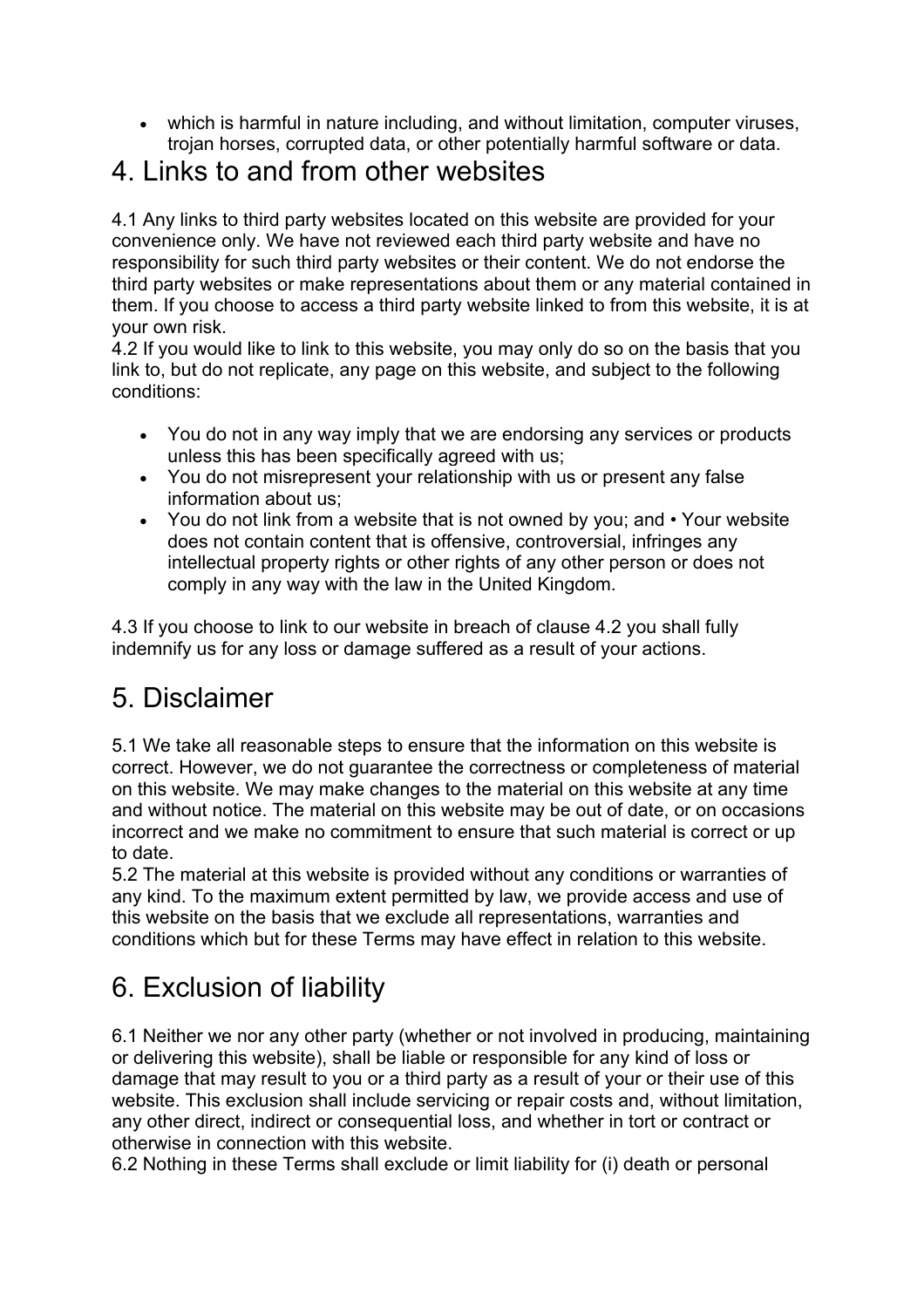- which is harmful in nature including, and without limitation, computer viruses, trojan horses, corrupted data, or other potentially harmful software or data.

# 4. Links to and from other websites

4.1 Any links to third party websites located on this website are provided for your convenience only. We have not reviewed each third party website and have no responsibility for such third party websites or their content. We do not endorse the third party websites or make representations about them or any material contained in them. If you choose to access a third party website linked to from this website, it is at your own risk.
4.2 If you would like to link to this website, you may only do so on the basis that you link to, but do not replicate, any page on this website, and subject to the following conditions:

- You do not in any way imply that we are endorsing any services or products unless this has been specifically agreed with us;
- You do not misrepresent your relationship with us or present any false information about us;
- You do not link from a website that is not owned by you; and • Your website does not contain content that is offensive, controversial, infringes any intellectual property rights or other rights of any other person or does not comply in any way with the law in the United Kingdom.

4.3 If you choose to link to our website in breach of clause 4.2 you shall fully indemnify us for any loss or damage suffered as a result of your actions.

# 5. Disclaimer

5.1 We take all reasonable steps to ensure that the information on this website is correct. However, we do not guarantee the correctness or completeness of material on this website. We may make changes to the material on this website at any time and without notice. The material on this website may be out of date, or on occasions incorrect and we make no commitment to ensure that such material is correct or up to date.
5.2 The material at this website is provided without any conditions or warranties of any kind. To the maximum extent permitted by law, we provide access and use of this website on the basis that we exclude all representations, warranties and conditions which but for these Terms may have effect in relation to this website.

# 6. Exclusion of liability

6.1 Neither we nor any other party (whether or not involved in producing, maintaining or delivering this website), shall be liable or responsible for any kind of loss or damage that may result to you or a third party as a result of your or their use of this website. This exclusion shall include servicing or repair costs and, without limitation, any other direct, indirect or consequential loss, and whether in tort or contract or otherwise in connection with this website.
6.2 Nothing in these Terms shall exclude or limit liability for (i) death or personal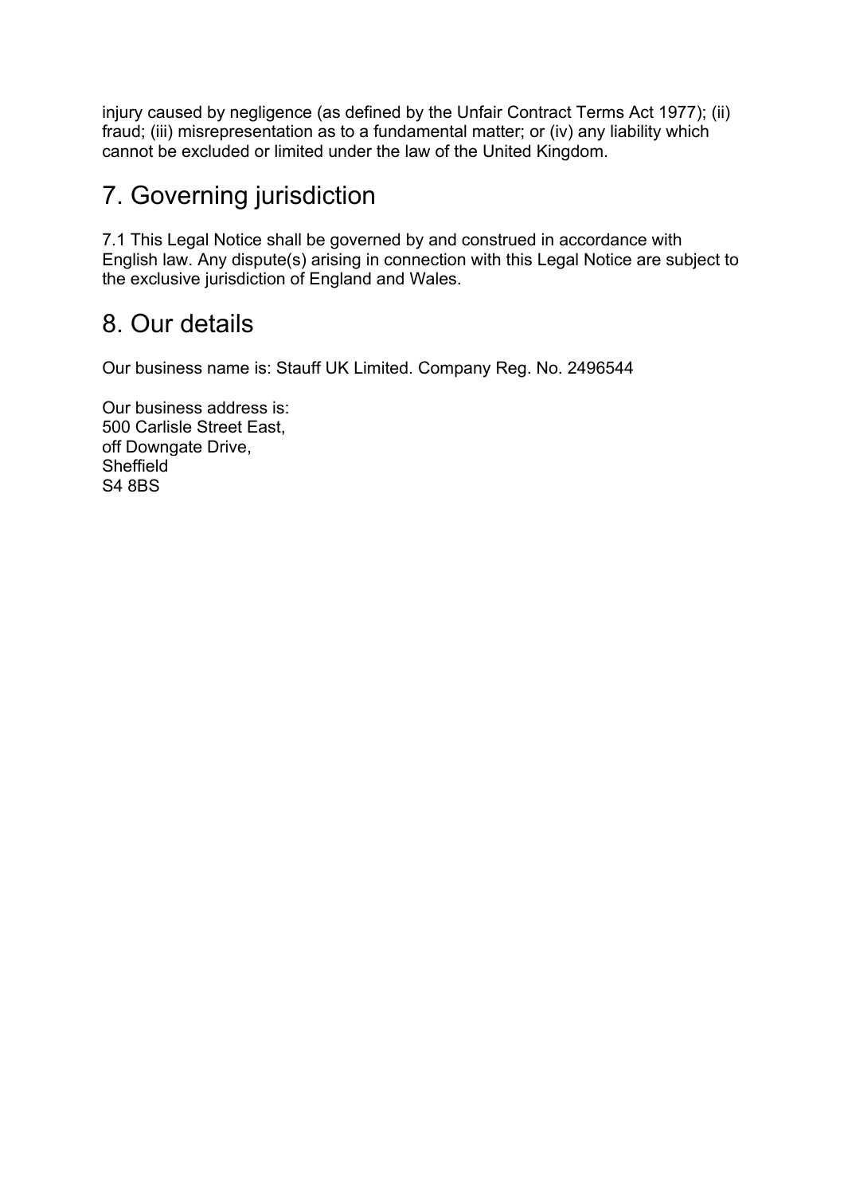injury caused by negligence (as defined by the Unfair Contract Terms Act 1977); (ii) fraud; (iii) misrepresentation as to a fundamental matter; or (iv) any liability which cannot be excluded or limited under the law of the United Kingdom.

## 7. Governing jurisdiction

7.1 This Legal Notice shall be governed by and construed in accordance with English law. Any dispute(s) arising in connection with this Legal Notice are subject to the exclusive jurisdiction of England and Wales.

## 8. Our details

Our business name is: Stauff UK Limited. Company Reg. No. 2496544

Our business address is:
500 Carlisle Street East,
off Downgate Drive,
Sheffield
S4 8BS